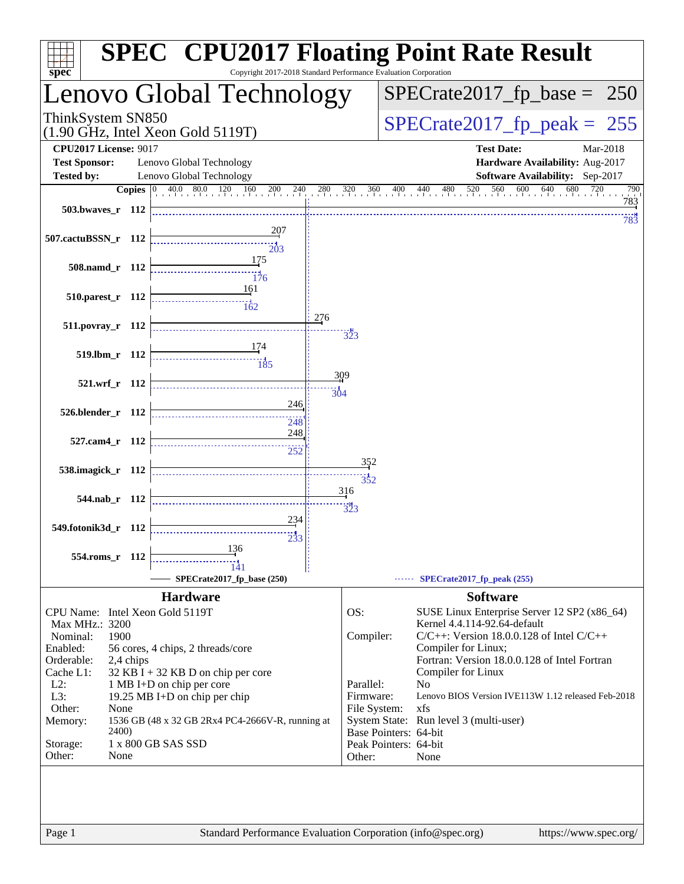# SPEC CPU2017 Floating Point Rate Result

Copyright 2017-2018 Standard Performance Evaluation Corporation

## Lenovo Global Technology

ThinkSystem SN850
(1.90 GHz, Intel Xeon Gold 5119T)

SPECrate2017_fp_base = 250

SPECrate2017_fp_peak = 255

**CPU2017 License:** 9017
**Test Sponsor:** Lenovo Global Technology
**Tested by:** Lenovo Global Technology

**Test Date:** Mar-2018
**Hardware Availability:** Aug-2017
**Software Availability:** Sep-2017

| Benchmark | Copies | SPECrate2017_fp_base (250) | SPECrate2017_fp_peak (255) |
|---|---|---|---|
| 503.bwaves_r | 112 | 783 | 783 |
| 507.cactuBSSN_r | 112 | 207 | 203 |
| 508.namd_r | 112 | 175 | 176 |
| 510.parest_r | 112 | 161 | 162 |
| 511.povray_r | 112 | 276 | 323 |
| 519.lbm_r | 112 | 174 | 185 |
| 521.wrf_r | 112 | 309 | 304 |
| 526.blender_r | 112 | 246 | 248 |
| 527.cam4_r | 112 | 248 | 252 |
| 538.imagick_r | 112 | 352 | 352 |
| 544.nab_r | 112 | 316 | 323 |
| 549.fotonik3d_r | 112 | 234 | 233 |
| 554.roms_r | 112 | 136 | 141 |

## Hardware

| | |
|---|---|
| CPU Name: | Intel Xeon Gold 5119T |
| Max MHz.: | 3200 |
| Nominal: | 1900 |
| Enabled: | 56 cores, 4 chips, 2 threads/core |
| Orderable: | 2,4 chips |
| Cache L1: | 32 KB I + 32 KB D on chip per core |
| L2: | 1 MB I+D on chip per core |
| L3: | 19.25 MB I+D on chip per chip |
| Other: | None |
| Memory: | 1536 GB (48 x 32 GB 2Rx4 PC4-2666V-R, running at 2400) |
| Storage: | 1 x 800 GB SAS SSD |
| Other: | None |

## Software

| | |
|---|---|
| OS: | SUSE Linux Enterprise Server 12 SP2 (x86_64) Kernel 4.4.114-92.64-default |
| Compiler: | C/C++: Version 18.0.0.128 of Intel C/C++ Compiler for Linux; Fortran: Version 18.0.0.128 of Intel Fortran Compiler for Linux |
| Parallel: | No |
| Firmware: | Lenovo BIOS Version IVE113W 1.12 released Feb-2018 |
| File System: | xfs |
| System State: | Run level 3 (multi-user) |
| Base Pointers: | 64-bit |
| Peak Pointers: | 64-bit |
| Other: | None |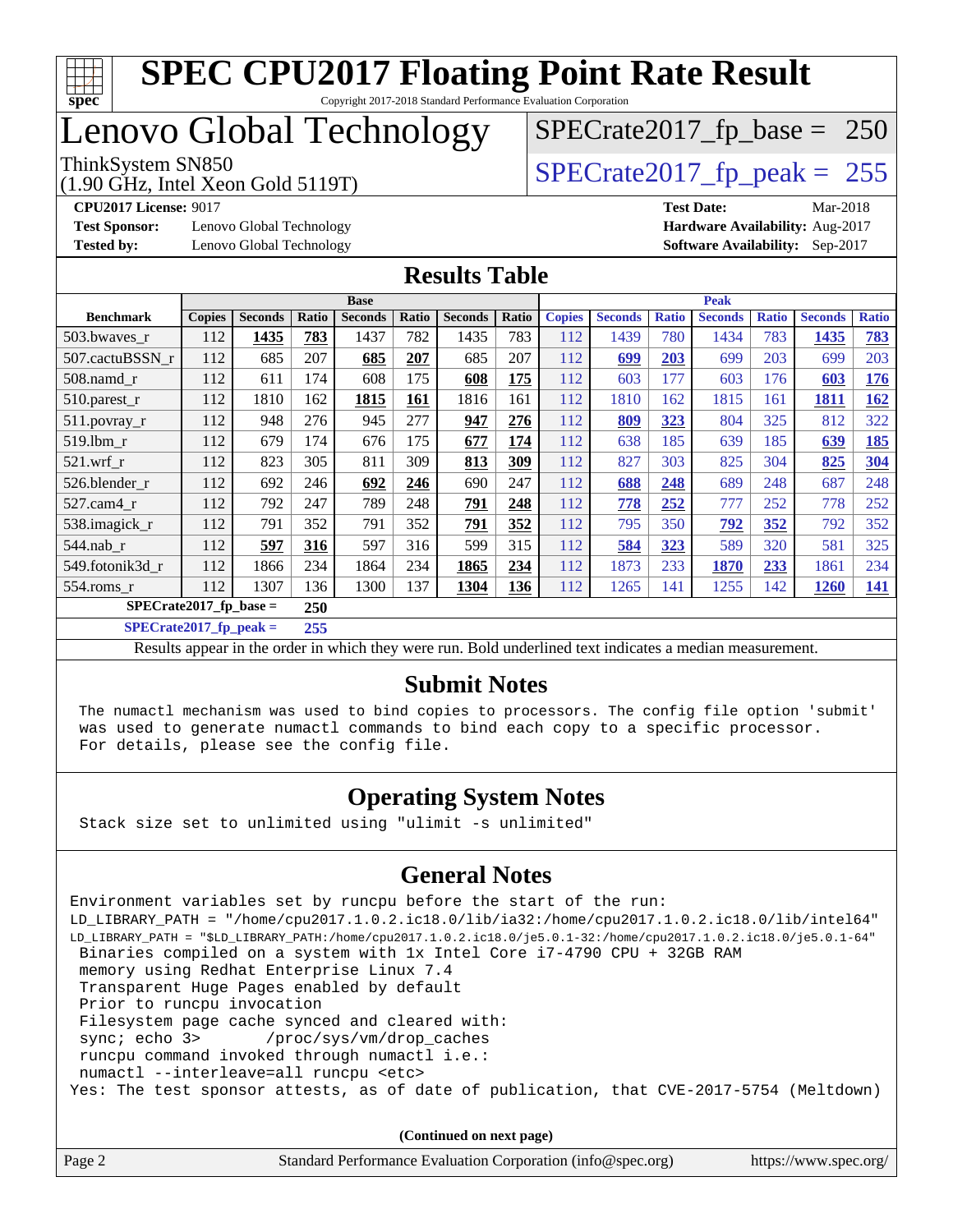# SPEC CPU2017 Floating Point Rate Result

Copyright 2017-2018 Standard Performance Evaluation Corporation

# Lenovo Global Technology

ThinkSystem SN850
(1.90 GHz, Intel Xeon Gold 5119T)

SPECrate2017_fp_base = 250

SPECrate2017_fp_peak = 255

**CPU2017 License:** 9017
**Test Sponsor:** Lenovo Global Technology
**Tested by:** Lenovo Global Technology
**Test Date:** Mar-2018
**Hardware Availability:** Aug-2017
**Software Availability:** Sep-2017

## Results Table

| | Base | | | | | | | Peak | | | | | | |
|---|---|---|---|---|---|---|---|---|---|---|---|---|---|---|
| **Benchmark** | **Copies** | **Seconds** | **Ratio** | **Seconds** | **Ratio** | **Seconds** | **Ratio** | **Copies** | **Seconds** | **Ratio** | **Seconds** | **Ratio** | **Seconds** | **Ratio** |
| 503.bwaves_r | 112 | **1435** | **783** | 1437 | 782 | 1435 | 783 | 112 | 1439 | 780 | 1434 | 783 | **1435** | **783** |
| 507.cactuBSSN_r | 112 | 685 | 207 | **685** | **207** | 685 | 207 | 112 | **699** | **203** | 699 | 203 | 699 | 203 |
| 508.namd_r | 112 | 611 | 174 | 608 | 175 | **608** | **175** | 112 | 603 | 177 | 603 | 176 | **603** | **176** |
| 510.parest_r | 112 | 1810 | 162 | **1815** | **161** | 1816 | 161 | 112 | 1810 | 162 | 1815 | 161 | **1811** | **162** |
| 511.povray_r | 112 | 948 | 276 | 945 | 277 | **947** | **276** | 112 | **809** | **323** | 804 | 325 | 812 | 322 |
| 519.lbm_r | 112 | 679 | 174 | 676 | 175 | **677** | **174** | 112 | 638 | 185 | 639 | 185 | **639** | **185** |
| 521.wrf_r | 112 | 823 | 305 | 811 | 309 | **813** | **309** | 112 | 827 | 303 | 825 | 304 | **825** | **304** |
| 526.blender_r | 112 | 692 | 246 | **692** | **246** | 690 | 247 | 112 | **688** | **248** | 689 | 248 | 687 | 248 |
| 527.cam4_r | 112 | 792 | 247 | 789 | 248 | **791** | **248** | 112 | **778** | **252** | 777 | 252 | 778 | 252 |
| 538.imagick_r | 112 | 791 | 352 | 791 | 352 | **791** | **352** | 112 | 795 | 350 | **792** | **352** | 792 | 352 |
| 544.nab_r | 112 | **597** | **316** | 597 | 316 | 599 | 315 | 112 | **584** | **323** | 589 | 320 | 581 | 325 |
| 549.fotonik3d_r | 112 | 1866 | 234 | 1864 | 234 | **1865** | **234** | 112 | 1873 | 233 | **1870** | **233** | 1861 | 234 |
| 554.roms_r | 112 | 1307 | 136 | 1300 | 137 | **1304** | **136** | 112 | 1265 | 141 | 1255 | 142 | **1260** | **141** |

**SPECrate2017_fp_base = 250**

**SPECrate2017_fp_peak = 255**

Results appear in the order in which they were run. Bold underlined text indicates a median measurement.

## Submit Notes

```
The numactl mechanism was used to bind copies to processors. The config file option 'submit'
was used to generate numactl commands to bind each copy to a specific processor.
For details, please see the config file.
```

## Operating System Notes

```
Stack size set to unlimited using "ulimit -s unlimited"
```

## General Notes

```
Environment variables set by runcpu before the start of the run:
LD_LIBRARY_PATH = "/home/cpu2017.1.0.2.ic18.0/lib/ia32:/home/cpu2017.1.0.2.ic18.0/lib/intel64"
LD_LIBRARY_PATH = "$LD_LIBRARY_PATH:/home/cpu2017.1.0.2.ic18.0/je5.0.1-32:/home/cpu2017.1.0.2.ic18.0/je5.0.1-64"
 Binaries compiled on a system with 1x Intel Core i7-4790 CPU + 32GB RAM
 memory using Redhat Enterprise Linux 7.4
 Transparent Huge Pages enabled by default
 Prior to runcpu invocation
 Filesystem page cache synced and cleared with:
 sync; echo 3>       /proc/sys/vm/drop_caches
 runcpu command invoked through numactl i.e.:
 numactl --interleave=all runcpu <etc>
Yes: The test sponsor attests, as of date of publication, that CVE-2017-5754 (Meltdown)
```

**(Continued on next page)**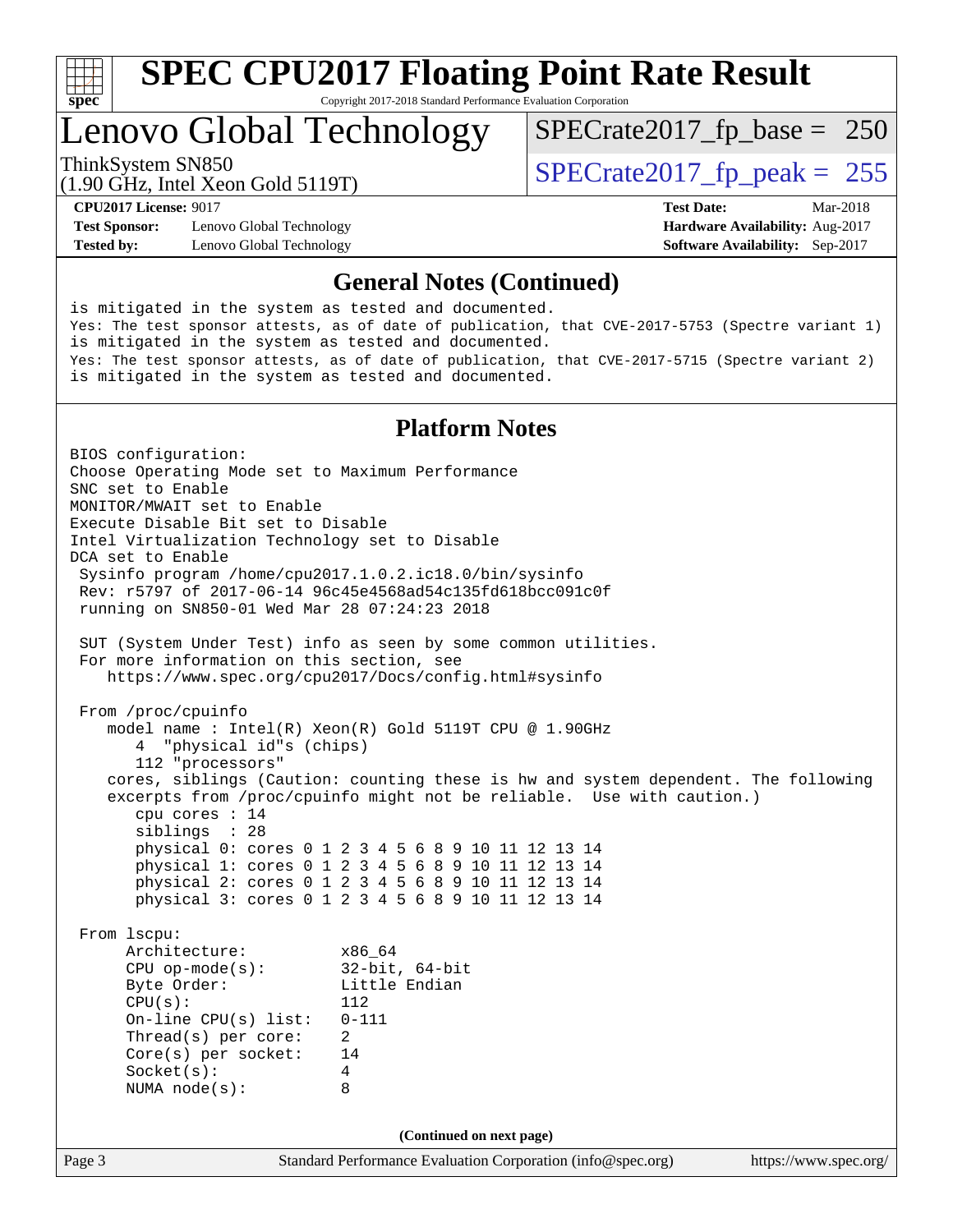## General Notes (Continued)

```
is mitigated in the system as tested and documented.
Yes: The test sponsor attests, as of date of publication, that CVE-2017-5753 (Spectre variant 1)
is mitigated in the system as tested and documented.
Yes: The test sponsor attests, as of date of publication, that CVE-2017-5715 (Spectre variant 2)
is mitigated in the system as tested and documented.
```

## Platform Notes

```
BIOS configuration:
Choose Operating Mode set to Maximum Performance
SNC set to Enable
MONITOR/MWAIT set to Enable
Execute Disable Bit set to Disable
Intel Virtualization Technology set to Disable
DCA set to Enable
 Sysinfo program /home/cpu2017.1.0.2.ic18.0/bin/sysinfo
 Rev: r5797 of 2017-06-14 96c45e4568ad54c135fd618bcc091c0f
 running on SN850-01 Wed Mar 28 07:24:23 2018

 SUT (System Under Test) info as seen by some common utilities.
 For more information on this section, see
    https://www.spec.org/cpu2017/Docs/config.html#sysinfo

 From /proc/cpuinfo
    model name : Intel(R) Xeon(R) Gold 5119T CPU @ 1.90GHz
       4  "physical id"s (chips)
       112 "processors"
    cores, siblings (Caution: counting these is hw and system dependent. The following
    excerpts from /proc/cpuinfo might not be reliable.  Use with caution.)
       cpu cores : 14
       siblings  : 28
       physical 0: cores 0 1 2 3 4 5 6 8 9 10 11 12 13 14
       physical 1: cores 0 1 2 3 4 5 6 8 9 10 11 12 13 14
       physical 2: cores 0 1 2 3 4 5 6 8 9 10 11 12 13 14
       physical 3: cores 0 1 2 3 4 5 6 8 9 10 11 12 13 14

 From lscpu:
      Architecture:          x86_64
      CPU op-mode(s):        32-bit, 64-bit
      Byte Order:            Little Endian
      CPU(s):                112
      On-line CPU(s) list:   0-111
      Thread(s) per core:    2
      Core(s) per socket:    14
      Socket(s):             4
      NUMA node(s):          8
```

(Continued on next page)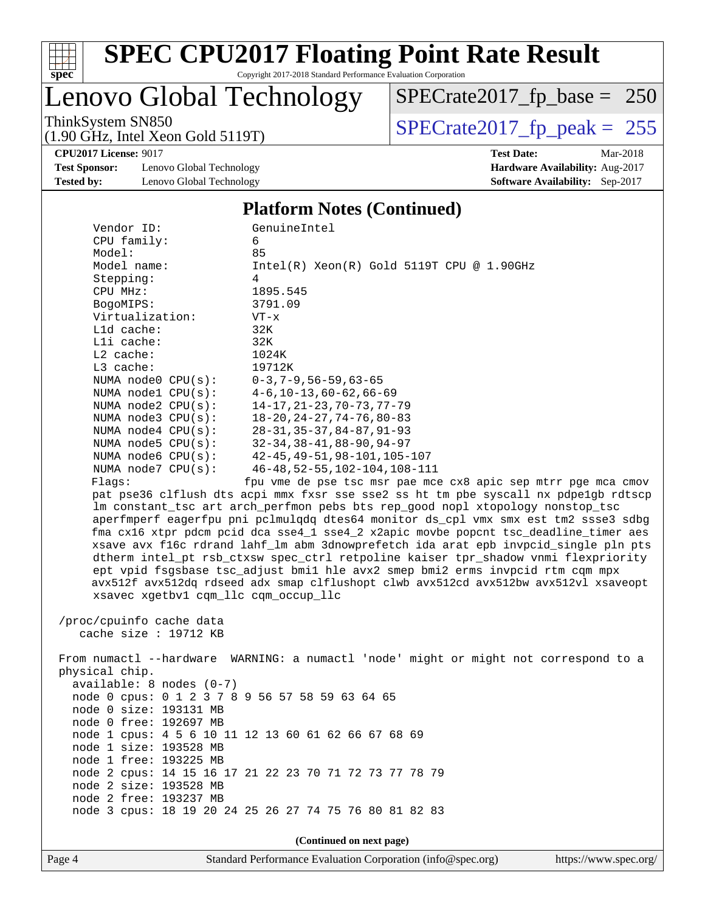# SPEC CPU2017 Floating Point Rate Result

Copyright 2017-2018 Standard Performance Evaluation Corporation

## Lenovo Global Technology

ThinkSystem SN850
(1.90 GHz, Intel Xeon Gold 5119T)

SPECrate2017_fp_base = 250

SPECrate2017_fp_peak = 255

**CPU2017 License:** 9017
**Test Sponsor:** Lenovo Global Technology
**Tested by:** Lenovo Global Technology

**Test Date:** Mar-2018
**Hardware Availability:** Aug-2017
**Software Availability:** Sep-2017

### Platform Notes (Continued)

```
     Vendor ID:             GenuineIntel
     CPU family:            6
     Model:                 85
     Model name:            Intel(R) Xeon(R) Gold 5119T CPU @ 1.90GHz
     Stepping:              4
     CPU MHz:               1895.545
     BogoMIPS:              3791.09
     Virtualization:        VT-x
     L1d cache:             32K
     L1i cache:             32K
     L2 cache:              1024K
     L3 cache:              19712K
     NUMA node0 CPU(s):     0-3,7-9,56-59,63-65
     NUMA node1 CPU(s):     4-6,10-13,60-62,66-69
     NUMA node2 CPU(s):     14-17,21-23,70-73,77-79
     NUMA node3 CPU(s):     18-20,24-27,74-76,80-83
     NUMA node4 CPU(s):     28-31,35-37,84-87,91-93
     NUMA node5 CPU(s):     32-34,38-41,88-90,94-97
     NUMA node6 CPU(s):     42-45,49-51,98-101,105-107
     NUMA node7 CPU(s):     46-48,52-55,102-104,108-111
     Flags:                 fpu vme de pse tsc msr pae mce cx8 apic sep mtrr pge mca cmov
     pat pse36 clflush dts acpi mmx fxsr sse sse2 ss ht tm pbe syscall nx pdpe1gb rdtscp
     lm constant_tsc art arch_perfmon pebs bts rep_good nopl xtopology nonstop_tsc
     aperfmperf eagerfpu pni pclmulqdq dtes64 monitor ds_cpl vmx smx est tm2 ssse3 sdbg
     fma cx16 xtpr pdcm pcid dca sse4_1 sse4_2 x2apic movbe popcnt tsc_deadline_timer aes
     xsave avx f16c rdrand lahf_lm abm 3dnowprefetch ida arat epb invpcid_single pln pts
     dtherm intel_pt rsb_ctxsw spec_ctrl retpoline kaiser tpr_shadow vnmi flexpriority
     ept vpid fsgsbase tsc_adjust bmi1 hle avx2 smep bmi2 erms invpcid rtm cqm mpx
     avx512f avx512dq rdseed adx smap clflushopt clwb avx512cd avx512bw avx512vl xsaveopt
     xsavec xgetbv1 cqm_llc cqm_occup_llc

 /proc/cpuinfo cache data
    cache size : 19712 KB

 From numactl --hardware  WARNING: a numactl 'node' might or might not correspond to a
 physical chip.
   available: 8 nodes (0-7)
   node 0 cpus: 0 1 2 3 7 8 9 56 57 58 59 63 64 65
   node 0 size: 193131 MB
   node 0 free: 192697 MB
   node 1 cpus: 4 5 6 10 11 12 13 60 61 62 66 67 68 69
   node 1 size: 193528 MB
   node 1 free: 193225 MB
   node 2 cpus: 14 15 16 17 21 22 23 70 71 72 73 77 78 79
   node 2 size: 193528 MB
   node 2 free: 193237 MB
   node 3 cpus: 18 19 20 24 25 26 27 74 75 76 80 81 82 83
```

(Continued on next page)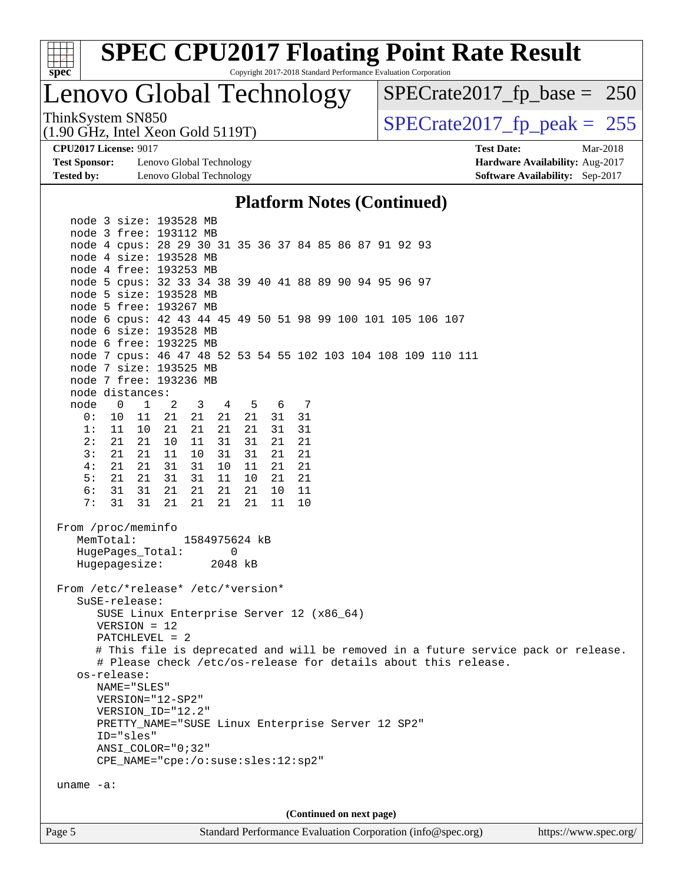## Platform Notes (Continued)

```
    node 3 size: 193528 MB
    node 3 free: 193112 MB
    node 4 cpus: 28 29 30 31 35 36 37 84 85 86 87 91 92 93
    node 4 size: 193528 MB
    node 4 free: 193253 MB
    node 5 cpus: 32 33 34 38 39 40 41 88 89 90 94 95 96 97
    node 5 size: 193528 MB
    node 5 free: 193267 MB
    node 6 cpus: 42 43 44 45 49 50 51 98 99 100 101 105 106 107
    node 6 size: 193528 MB
    node 6 free: 193225 MB
    node 7 cpus: 46 47 48 52 53 54 55 102 103 104 108 109 110 111
    node 7 size: 193525 MB
    node 7 free: 193236 MB
    node distances:
    node   0   1   2   3   4   5   6   7
      0:  10  11  21  21  21  21  31  31
      1:  11  10  21  21  21  21  31  31
      2:  21  21  10  11  31  31  21  21
      3:  21  21  11  10  31  31  21  21
      4:  21  21  31  31  10  11  21  21
      5:  21  21  31  31  11  10  21  21
      6:  31  31  21  21  21  21  10  11
      7:  31  31  21  21  21  21  11  10

 From /proc/meminfo
    MemTotal:       1584975624 kB
    HugePages_Total:       0
    Hugepagesize:       2048 kB

 From /etc/*release* /etc/*version*
    SuSE-release:
       SUSE Linux Enterprise Server 12 (x86_64)
       VERSION = 12
       PATCHLEVEL = 2
       # This file is deprecated and will be removed in a future service pack or release.
       # Please check /etc/os-release for details about this release.
    os-release:
       NAME="SLES"
       VERSION="12-SP2"
       VERSION_ID="12.2"
       PRETTY_NAME="SUSE Linux Enterprise Server 12 SP2"
       ID="sles"
       ANSI_COLOR="0;32"
       CPE_NAME="cpe:/o:suse:sles:12:sp2"

 uname -a:
```

(Continued on next page)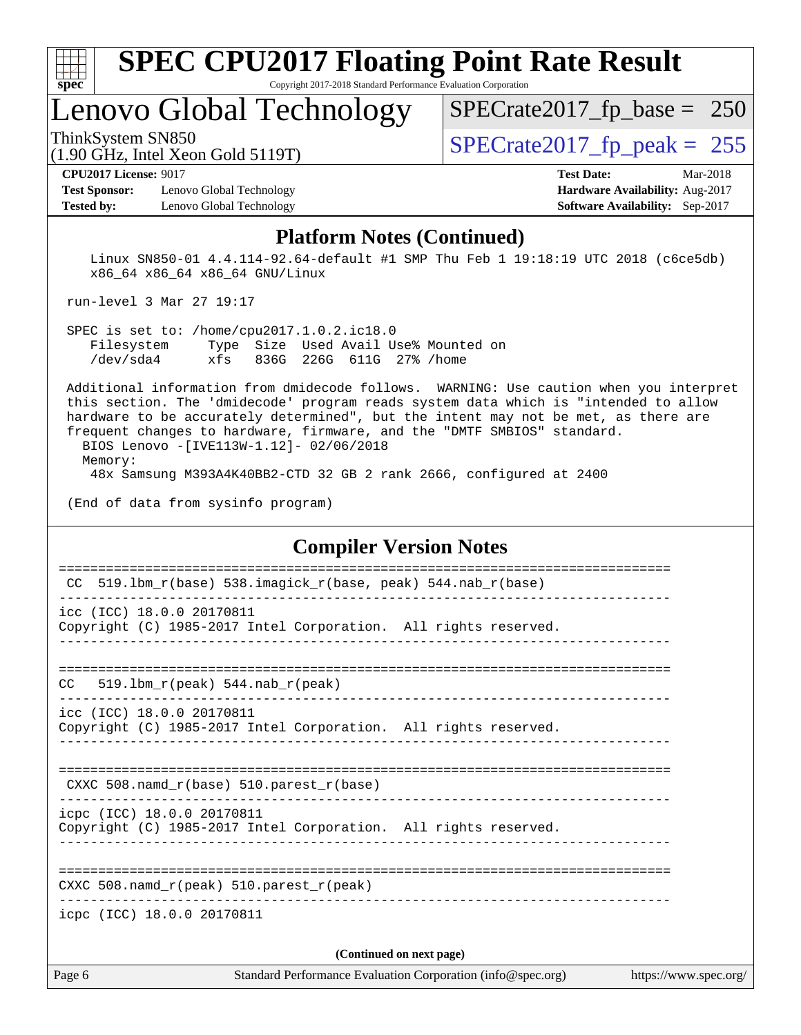# SPEC CPU2017 Floating Point Rate Result

Copyright 2017-2018 Standard Performance Evaluation Corporation

## Lenovo Global Technology

ThinkSystem SN850
(1.90 GHz, Intel Xeon Gold 5119T)

SPECrate2017_fp_base = 250

SPECrate2017_fp_peak = 255

**CPU2017 License:** 9017
**Test Sponsor:** Lenovo Global Technology
**Tested by:** Lenovo Global Technology

**Test Date:** Mar-2018
**Hardware Availability:** Aug-2017
**Software Availability:** Sep-2017

### Platform Notes (Continued)

```
    Linux SN850-01 4.4.114-92.64-default #1 SMP Thu Feb 1 19:18:19 UTC 2018 (c6ce5db)
    x86_64 x86_64 x86_64 GNU/Linux

 run-level 3 Mar 27 19:17

 SPEC is set to: /home/cpu2017.1.0.2.ic18.0
   Filesystem     Type  Size  Used Avail Use% Mounted on
   /dev/sda4      xfs   836G  226G  611G  27% /home

 Additional information from dmidecode follows.  WARNING: Use caution when you interpret
 this section. The 'dmidecode' program reads system data which is "intended to allow
 hardware to be accurately determined", but the intent may not be met, as there are
 frequent changes to hardware, firmware, and the "DMTF SMBIOS" standard.
   BIOS Lenovo -[IVE113W-1.12]- 02/06/2018
   Memory:
    48x Samsung M393A4K40BB2-CTD 32 GB 2 rank 2666, configured at 2400

 (End of data from sysinfo program)
```

### Compiler Version Notes

```
==============================================================================
 CC  519.lbm_r(base) 538.imagick_r(base, peak) 544.nab_r(base)
------------------------------------------------------------------------------
icc (ICC) 18.0.0 20170811
Copyright (C) 1985-2017 Intel Corporation.  All rights reserved.
------------------------------------------------------------------------------

==============================================================================
CC   519.lbm_r(peak) 544.nab_r(peak)
------------------------------------------------------------------------------
icc (ICC) 18.0.0 20170811
Copyright (C) 1985-2017 Intel Corporation.  All rights reserved.
------------------------------------------------------------------------------

==============================================================================
 CXXC 508.namd_r(base) 510.parest_r(base)
------------------------------------------------------------------------------
icpc (ICC) 18.0.0 20170811
Copyright (C) 1985-2017 Intel Corporation.  All rights reserved.
------------------------------------------------------------------------------

==============================================================================
CXXC 508.namd_r(peak) 510.parest_r(peak)
------------------------------------------------------------------------------
icpc (ICC) 18.0.0 20170811
```

(Continued on next page)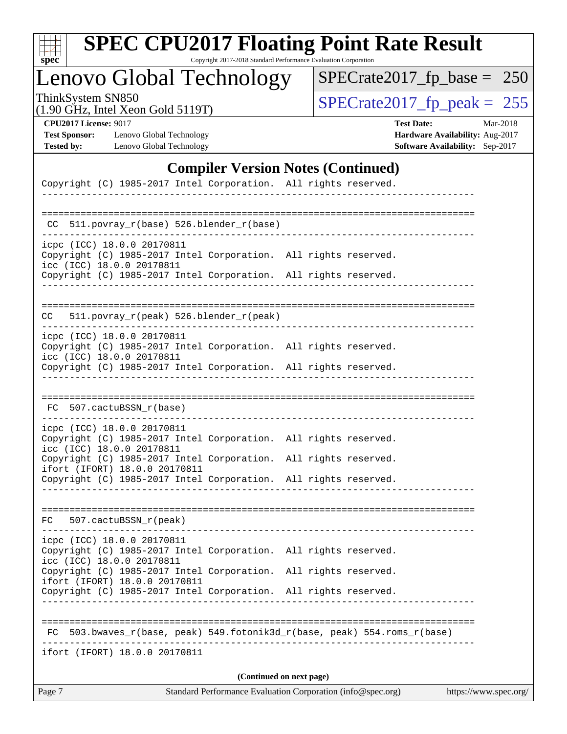# SPEC CPU2017 Floating Point Rate Result

Copyright 2017-2018 Standard Performance Evaluation Corporation

## Lenovo Global Technology

ThinkSystem SN850
(1.90 GHz, Intel Xeon Gold 5119T)

SPECrate2017_fp_base = 250

SPECrate2017_fp_peak = 255

**CPU2017 License:** 9017
**Test Sponsor:** Lenovo Global Technology
**Tested by:** Lenovo Global Technology

**Test Date:** Mar-2018
**Hardware Availability:** Aug-2017
**Software Availability:** Sep-2017

### Compiler Version Notes (Continued)

```
Copyright (C) 1985-2017 Intel Corporation.  All rights reserved.
------------------------------------------------------------------------------

==============================================================================
 CC  511.povray_r(base) 526.blender_r(base)
------------------------------------------------------------------------------
icpc (ICC) 18.0.0 20170811
Copyright (C) 1985-2017 Intel Corporation.  All rights reserved.
icc (ICC) 18.0.0 20170811
Copyright (C) 1985-2017 Intel Corporation.  All rights reserved.
------------------------------------------------------------------------------

==============================================================================
CC   511.povray_r(peak) 526.blender_r(peak)
------------------------------------------------------------------------------
icpc (ICC) 18.0.0 20170811
Copyright (C) 1985-2017 Intel Corporation.  All rights reserved.
icc (ICC) 18.0.0 20170811
Copyright (C) 1985-2017 Intel Corporation.  All rights reserved.
------------------------------------------------------------------------------

==============================================================================
 FC  507.cactuBSSN_r(base)
------------------------------------------------------------------------------
icpc (ICC) 18.0.0 20170811
Copyright (C) 1985-2017 Intel Corporation.  All rights reserved.
icc (ICC) 18.0.0 20170811
Copyright (C) 1985-2017 Intel Corporation.  All rights reserved.
ifort (IFORT) 18.0.0 20170811
Copyright (C) 1985-2017 Intel Corporation.  All rights reserved.
------------------------------------------------------------------------------

==============================================================================
FC   507.cactuBSSN_r(peak)
------------------------------------------------------------------------------
icpc (ICC) 18.0.0 20170811
Copyright (C) 1985-2017 Intel Corporation.  All rights reserved.
icc (ICC) 18.0.0 20170811
Copyright (C) 1985-2017 Intel Corporation.  All rights reserved.
ifort (IFORT) 18.0.0 20170811
Copyright (C) 1985-2017 Intel Corporation.  All rights reserved.
------------------------------------------------------------------------------

==============================================================================
 FC  503.bwaves_r(base, peak) 549.fotonik3d_r(base, peak) 554.roms_r(base)
------------------------------------------------------------------------------
ifort (IFORT) 18.0.0 20170811
```

(Continued on next page)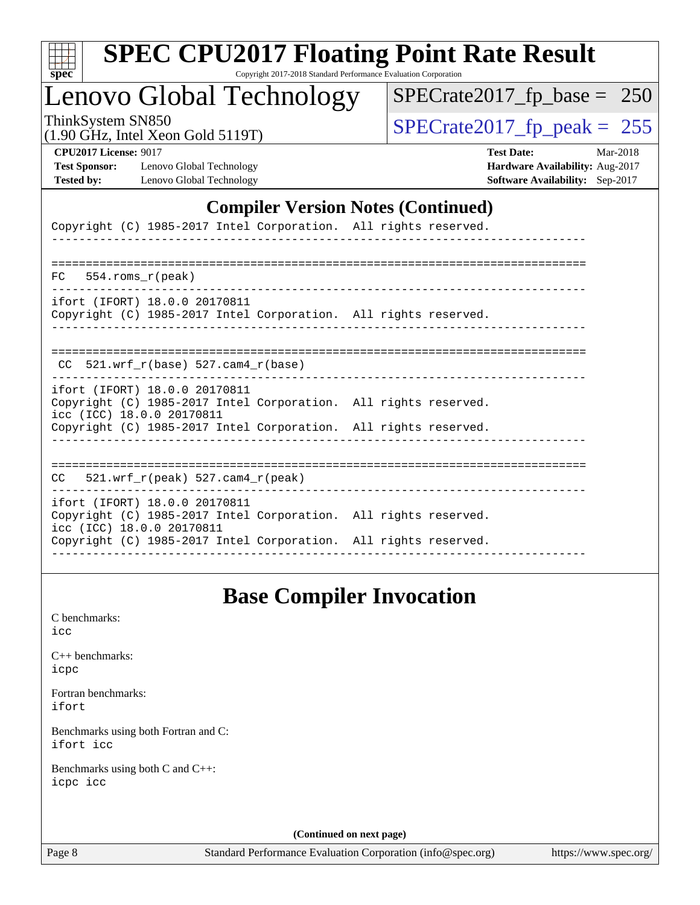## Compiler Version Notes (Continued)

```
Copyright (C) 1985-2017 Intel Corporation.  All rights reserved.
------------------------------------------------------------------------------

==============================================================================
FC   554.roms_r(peak)
------------------------------------------------------------------------------
ifort (IFORT) 18.0.0 20170811
Copyright (C) 1985-2017 Intel Corporation.  All rights reserved.
------------------------------------------------------------------------------

==============================================================================
 CC  521.wrf_r(base) 527.cam4_r(base)
------------------------------------------------------------------------------
ifort (IFORT) 18.0.0 20170811
Copyright (C) 1985-2017 Intel Corporation.  All rights reserved.
icc (ICC) 18.0.0 20170811
Copyright (C) 1985-2017 Intel Corporation.  All rights reserved.
------------------------------------------------------------------------------

==============================================================================
CC   521.wrf_r(peak) 527.cam4_r(peak)
------------------------------------------------------------------------------
ifort (IFORT) 18.0.0 20170811
Copyright (C) 1985-2017 Intel Corporation.  All rights reserved.
icc (ICC) 18.0.0 20170811
Copyright (C) 1985-2017 Intel Corporation.  All rights reserved.
------------------------------------------------------------------------------
```

## Base Compiler Invocation

C benchmarks:
`icc`

C++ benchmarks:
`icpc`

Fortran benchmarks:
`ifort`

Benchmarks using both Fortran and C:
`ifort icc`

Benchmarks using both C and C++:
`icpc icc`

**(Continued on next page)**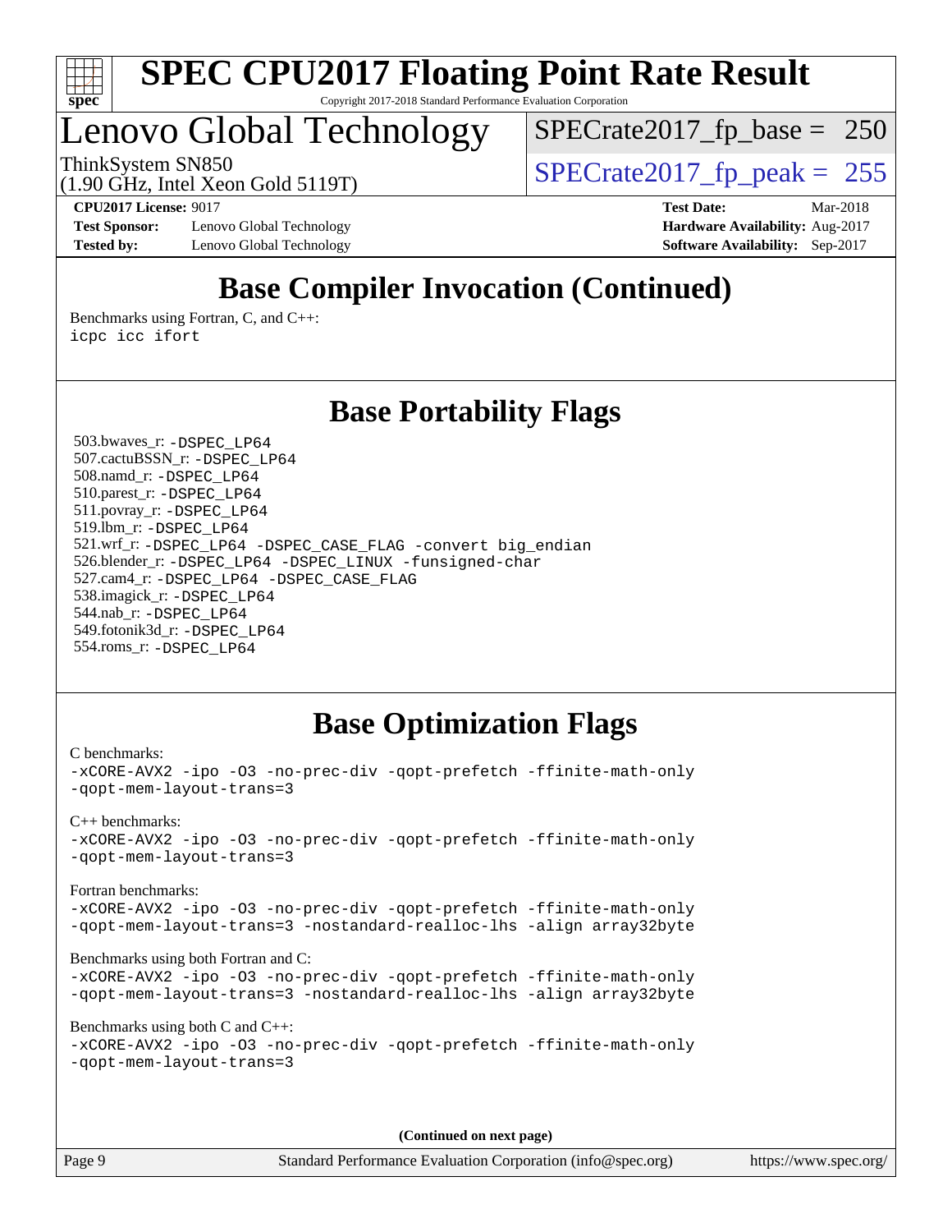# SPEC CPU2017 Floating Point Rate Result

Copyright 2017-2018 Standard Performance Evaluation Corporation

## Lenovo Global Technology

ThinkSystem SN850
(1.90 GHz, Intel Xeon Gold 5119T)

SPECrate2017_fp_base = 250

SPECrate2017_fp_peak = 255

**CPU2017 License:** 9017
**Test Sponsor:** Lenovo Global Technology
**Tested by:** Lenovo Global Technology
**Test Date:** Mar-2018
**Hardware Availability:** Aug-2017
**Software Availability:** Sep-2017

## Base Compiler Invocation (Continued)

Benchmarks using Fortran, C, and C++:
`icpc icc ifort`

## Base Portability Flags

503.bwaves_r: `-DSPEC_LP64`
507.cactuBSSN_r: `-DSPEC_LP64`
508.namd_r: `-DSPEC_LP64`
510.parest_r: `-DSPEC_LP64`
511.povray_r: `-DSPEC_LP64`
519.lbm_r: `-DSPEC_LP64`
521.wrf_r: `-DSPEC_LP64 -DSPEC_CASE_FLAG -convert big_endian`
526.blender_r: `-DSPEC_LP64 -DSPEC_LINUX -funsigned-char`
527.cam4_r: `-DSPEC_LP64 -DSPEC_CASE_FLAG`
538.imagick_r: `-DSPEC_LP64`
544.nab_r: `-DSPEC_LP64`
549.fotonik3d_r: `-DSPEC_LP64`
554.roms_r: `-DSPEC_LP64`

## Base Optimization Flags

C benchmarks:
```
-xCORE-AVX2 -ipo -O3 -no-prec-div -qopt-prefetch -ffinite-math-only
-qopt-mem-layout-trans=3
```

C++ benchmarks:
```
-xCORE-AVX2 -ipo -O3 -no-prec-div -qopt-prefetch -ffinite-math-only
-qopt-mem-layout-trans=3
```

Fortran benchmarks:
```
-xCORE-AVX2 -ipo -O3 -no-prec-div -qopt-prefetch -ffinite-math-only
-qopt-mem-layout-trans=3 -nostandard-realloc-lhs -align array32byte
```

Benchmarks using both Fortran and C:
```
-xCORE-AVX2 -ipo -O3 -no-prec-div -qopt-prefetch -ffinite-math-only
-qopt-mem-layout-trans=3 -nostandard-realloc-lhs -align array32byte
```

Benchmarks using both C and C++:
```
-xCORE-AVX2 -ipo -O3 -no-prec-div -qopt-prefetch -ffinite-math-only
-qopt-mem-layout-trans=3
```

**(Continued on next page)**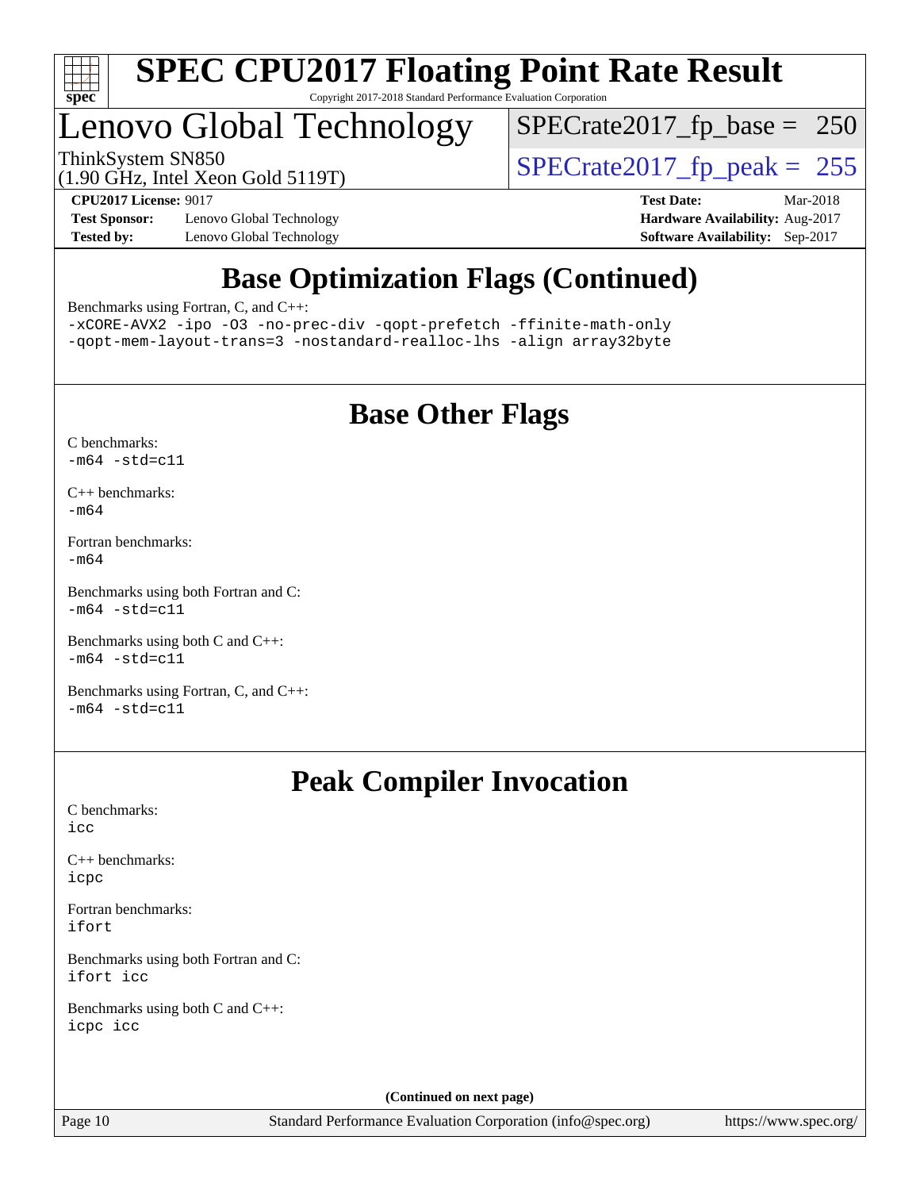# SPEC CPU2017 Floating Point Rate Result

Copyright 2017-2018 Standard Performance Evaluation Corporation

# Lenovo Global Technology

ThinkSystem SN850
(1.90 GHz, Intel Xeon Gold 5119T)

SPECrate2017_fp_base = 250

SPECrate2017_fp_peak = 255

**CPU2017 License:** 9017
**Test Sponsor:** Lenovo Global Technology
**Tested by:** Lenovo Global Technology

**Test Date:** Mar-2018
**Hardware Availability:** Aug-2017
**Software Availability:** Sep-2017

## Base Optimization Flags (Continued)

Benchmarks using Fortran, C, and C++:
```
-xCORE-AVX2 -ipo -O3 -no-prec-div -qopt-prefetch -ffinite-math-only
-qopt-mem-layout-trans=3 -nostandard-realloc-lhs -align array32byte
```

## Base Other Flags

C benchmarks:
```
-m64 -std=c11
```

C++ benchmarks:
```
-m64
```

Fortran benchmarks:
```
-m64
```

Benchmarks using both Fortran and C:
```
-m64 -std=c11
```

Benchmarks using both C and C++:
```
-m64 -std=c11
```

Benchmarks using Fortran, C, and C++:
```
-m64 -std=c11
```

## Peak Compiler Invocation

C benchmarks:
```
icc
```

C++ benchmarks:
```
icpc
```

Fortran benchmarks:
```
ifort
```

Benchmarks using both Fortran and C:
```
ifort icc
```

Benchmarks using both C and C++:
```
icpc icc
```

**(Continued on next page)**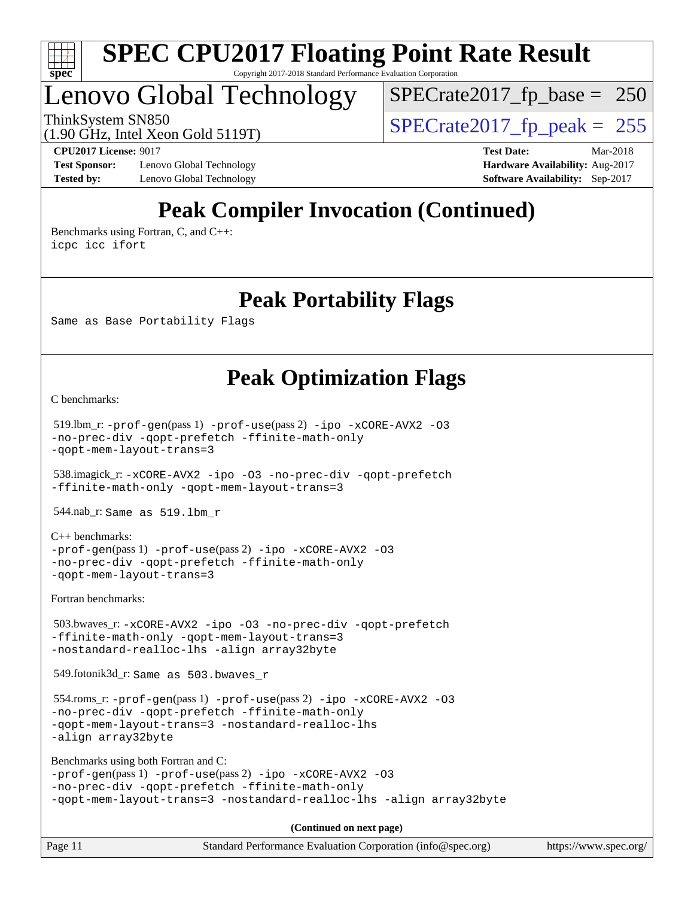# SPEC CPU2017 Floating Point Rate Result

Copyright 2017-2018 Standard Performance Evaluation Corporation

## Lenovo Global Technology

ThinkSystem SN850
(1.90 GHz, Intel Xeon Gold 5119T)

SPECrate2017_fp_base = 250

SPECrate2017_fp_peak = 255

**CPU2017 License:** 9017
**Test Sponsor:** Lenovo Global Technology
**Tested by:** Lenovo Global Technology

**Test Date:** Mar-2018
**Hardware Availability:** Aug-2017
**Software Availability:** Sep-2017

## Peak Compiler Invocation (Continued)

Benchmarks using Fortran, C, and C++:
`icpc icc ifort`

## Peak Portability Flags

Same as Base Portability Flags

## Peak Optimization Flags

C benchmarks:

519.lbm_r: `-prof-gen`(pass 1) `-prof-use`(pass 2) `-ipo -xCORE-AVX2 -O3 -no-prec-div -qopt-prefetch -ffinite-math-only -qopt-mem-layout-trans=3`

538.imagick_r: `-xCORE-AVX2 -ipo -O3 -no-prec-div -qopt-prefetch -ffinite-math-only -qopt-mem-layout-trans=3`

544.nab_r: Same as 519.lbm_r

C++ benchmarks:
`-prof-gen`(pass 1) `-prof-use`(pass 2) `-ipo -xCORE-AVX2 -O3 -no-prec-div -qopt-prefetch -ffinite-math-only -qopt-mem-layout-trans=3`

Fortran benchmarks:

503.bwaves_r: `-xCORE-AVX2 -ipo -O3 -no-prec-div -qopt-prefetch -ffinite-math-only -qopt-mem-layout-trans=3 -nostandard-realloc-lhs -align array32byte`

549.fotonik3d_r: Same as 503.bwaves_r

554.roms_r: `-prof-gen`(pass 1) `-prof-use`(pass 2) `-ipo -xCORE-AVX2 -O3 -no-prec-div -qopt-prefetch -ffinite-math-only -qopt-mem-layout-trans=3 -nostandard-realloc-lhs -align array32byte`

Benchmarks using both Fortran and C:
`-prof-gen`(pass 1) `-prof-use`(pass 2) `-ipo -xCORE-AVX2 -O3 -no-prec-div -qopt-prefetch -ffinite-math-only -qopt-mem-layout-trans=3 -nostandard-realloc-lhs -align array32byte`

**(Continued on next page)**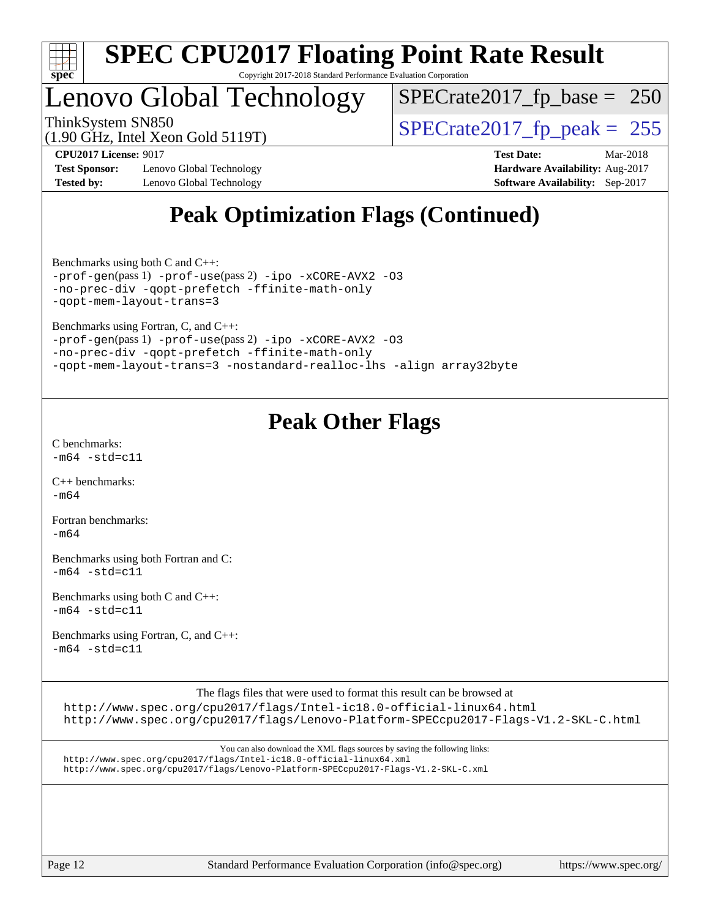# Peak Optimization Flags (Continued)

Benchmarks using both C and C++:
`-prof-gen(pass 1) -prof-use(pass 2) -ipo -xCORE-AVX2 -O3 -no-prec-div -qopt-prefetch -ffinite-math-only -qopt-mem-layout-trans=3`

Benchmarks using Fortran, C, and C++:
`-prof-gen(pass 1) -prof-use(pass 2) -ipo -xCORE-AVX2 -O3 -no-prec-div -qopt-prefetch -ffinite-math-only -qopt-mem-layout-trans=3 -nostandard-realloc-lhs -align array32byte`

# Peak Other Flags

C benchmarks:
`-m64 -std=c11`

C++ benchmarks:
`-m64`

Fortran benchmarks:
`-m64`

Benchmarks using both Fortran and C:
`-m64 -std=c11`

Benchmarks using both C and C++:
`-m64 -std=c11`

Benchmarks using Fortran, C, and C++:
`-m64 -std=c11`

The flags files that were used to format this result can be browsed at
http://www.spec.org/cpu2017/flags/Intel-ic18.0-official-linux64.html
http://www.spec.org/cpu2017/flags/Lenovo-Platform-SPECcpu2017-Flags-V1.2-SKL-C.html

You can also download the XML flags sources by saving the following links:
http://www.spec.org/cpu2017/flags/Intel-ic18.0-official-linux64.xml
http://www.spec.org/cpu2017/flags/Lenovo-Platform-SPECcpu2017-Flags-V1.2-SKL-C.xml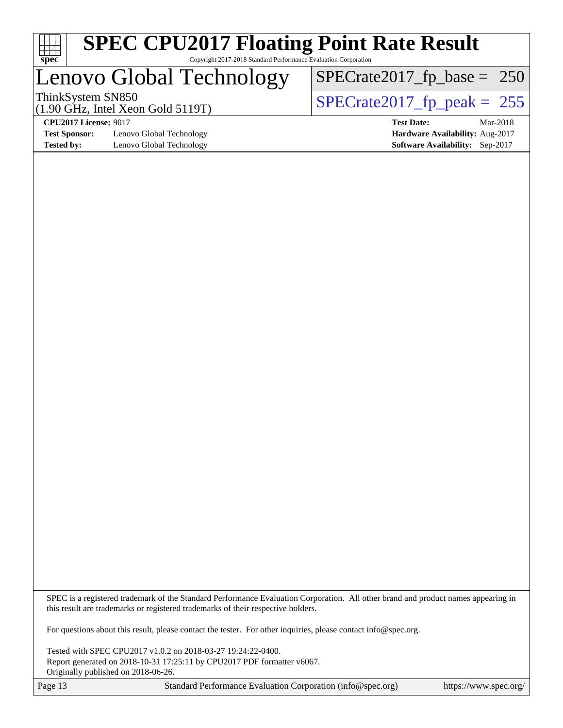SPEC is a registered trademark of the Standard Performance Evaluation Corporation. All other brand and product names appearing in this result are trademarks or registered trademarks of their respective holders.

For questions about this result, please contact the tester. For other inquiries, please contact info@spec.org.

Tested with SPEC CPU2017 v1.0.2 on 2018-03-27 19:24:22-0400.
Report generated on 2018-10-31 17:25:11 by CPU2017 PDF formatter v6067.
Originally published on 2018-06-26.